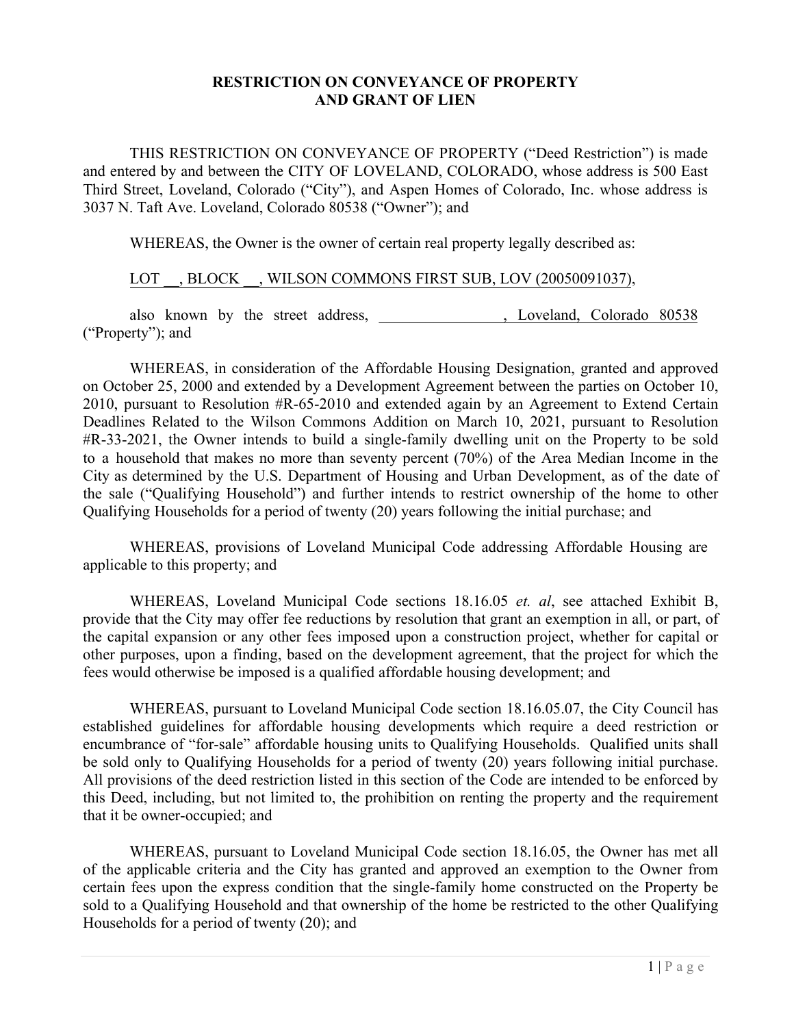# RESTRICTION ON CONVEYANCE OF PROPERTY AND GRANT OF LIEN

THIS RESTRICTION ON CONVEYANCE OF PROPERTY ("Deed Restriction") is made and entered by and between the CITY OF LOVELAND, COLORADO, whose address is 500 East Third Street, Loveland, Colorado ("City"), and Aspen Homes of Colorado, Inc. whose address is 3037 N. Taft Ave. Loveland, Colorado 80538 ("Owner"); and

WHEREAS, the Owner is the owner of certain real property legally described as:

LOT __, BLOCK __, WILSON COMMONS FIRST SUB, LOV (20050091037),

also known by the street address, ________________, Loveland, Colorado 80538 ("Property"); and

WHEREAS, in consideration of the Affordable Housing Designation, granted and approved on October 25, 2000 and extended by a Development Agreement between the parties on October 10, 2010, pursuant to Resolution #R-65-2010 and extended again by an Agreement to Extend Certain Deadlines Related to the Wilson Commons Addition on March 10, 2021, pursuant to Resolution #R-33-2021, the Owner intends to build a single-family dwelling unit on the Property to be sold to a household that makes no more than seventy percent (70%) of the Area Median Income in the City as determined by the U.S. Department of Housing and Urban Development, as of the date of the sale ("Qualifying Household") and further intends to restrict ownership of the home to other Qualifying Households for a period of twenty (20) years following the initial purchase; and

WHEREAS, provisions of Loveland Municipal Code addressing Affordable Housing are applicable to this property; and

WHEREAS, Loveland Municipal Code sections 18.16.05 *et. al*, see attached Exhibit B, provide that the City may offer fee reductions by resolution that grant an exemption in all, or part, of the capital expansion or any other fees imposed upon a construction project, whether for capital or other purposes, upon a finding, based on the development agreement, that the project for which the fees would otherwise be imposed is a qualified affordable housing development; and

WHEREAS, pursuant to Loveland Municipal Code section 18.16.05.07, the City Council has established guidelines for affordable housing developments which require a deed restriction or encumbrance of "for-sale" affordable housing units to Qualifying Households. Qualified units shall be sold only to Qualifying Households for a period of twenty (20) years following initial purchase. All provisions of the deed restriction listed in this section of the Code are intended to be enforced by this Deed, including, but not limited to, the prohibition on renting the property and the requirement that it be owner-occupied; and

WHEREAS, pursuant to Loveland Municipal Code section 18.16.05, the Owner has met all of the applicable criteria and the City has granted and approved an exemption to the Owner from certain fees upon the express condition that the single-family home constructed on the Property be sold to a Qualifying Household and that ownership of the home be restricted to the other Qualifying Households for a period of twenty (20); and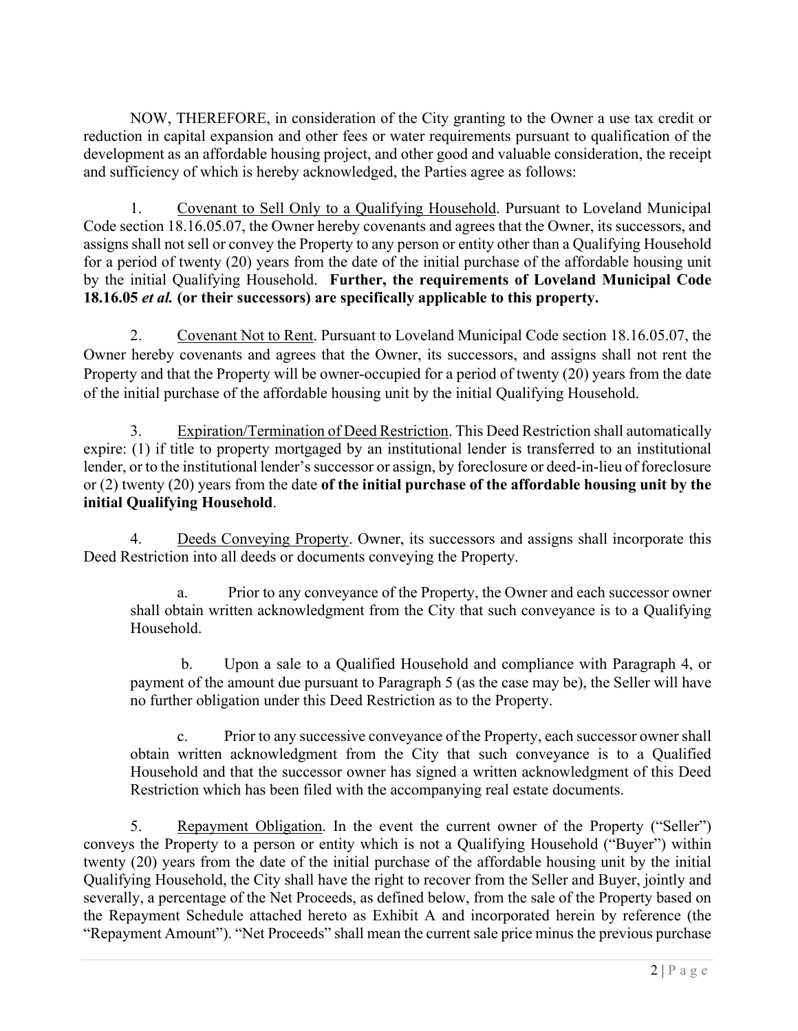NOW, THEREFORE, in consideration of the City granting to the Owner a use tax credit or reduction in capital expansion and other fees or water requirements pursuant to qualification of the development as an affordable housing project, and other good and valuable consideration, the receipt and sufficiency of which is hereby acknowledged, the Parties agree as follows:

1. Covenant to Sell Only to a Qualifying Household. Pursuant to Loveland Municipal Code section 18.16.05.07, the Owner hereby covenants and agrees that the Owner, its successors, and assigns shall not sell or convey the Property to any person or entity other than a Qualifying Household for a period of twenty (20) years from the date of the initial purchase of the affordable housing unit by the initial Qualifying Household. **Further, the requirements of Loveland Municipal Code 18.16.05 *et al.* (or their successors) are specifically applicable to this property.**

2. Covenant Not to Rent. Pursuant to Loveland Municipal Code section 18.16.05.07, the Owner hereby covenants and agrees that the Owner, its successors, and assigns shall not rent the Property and that the Property will be owner-occupied for a period of twenty (20) years from the date of the initial purchase of the affordable housing unit by the initial Qualifying Household.

3. Expiration/Termination of Deed Restriction. This Deed Restriction shall automatically expire: (1) if title to property mortgaged by an institutional lender is transferred to an institutional lender, or to the institutional lender's successor or assign, by foreclosure or deed-in-lieu of foreclosure or (2) twenty (20) years from the date **of the initial purchase of the affordable housing unit by the initial Qualifying Household**.

4. Deeds Conveying Property. Owner, its successors and assigns shall incorporate this Deed Restriction into all deeds or documents conveying the Property.

   a. Prior to any conveyance of the Property, the Owner and each successor owner shall obtain written acknowledgment from the City that such conveyance is to a Qualifying Household.

   b. Upon a sale to a Qualified Household and compliance with Paragraph 4, or payment of the amount due pursuant to Paragraph 5 (as the case may be), the Seller will have no further obligation under this Deed Restriction as to the Property.

   c. Prior to any successive conveyance of the Property, each successor owner shall obtain written acknowledgment from the City that such conveyance is to a Qualified Household and that the successor owner has signed a written acknowledgment of this Deed Restriction which has been filed with the accompanying real estate documents.

5. Repayment Obligation. In the event the current owner of the Property ("Seller") conveys the Property to a person or entity which is not a Qualifying Household ("Buyer") within twenty (20) years from the date of the initial purchase of the affordable housing unit by the initial Qualifying Household, the City shall have the right to recover from the Seller and Buyer, jointly and severally, a percentage of the Net Proceeds, as defined below, from the sale of the Property based on the Repayment Schedule attached hereto as Exhibit A and incorporated herein by reference (the "Repayment Amount"). "Net Proceeds" shall mean the current sale price minus the previous purchase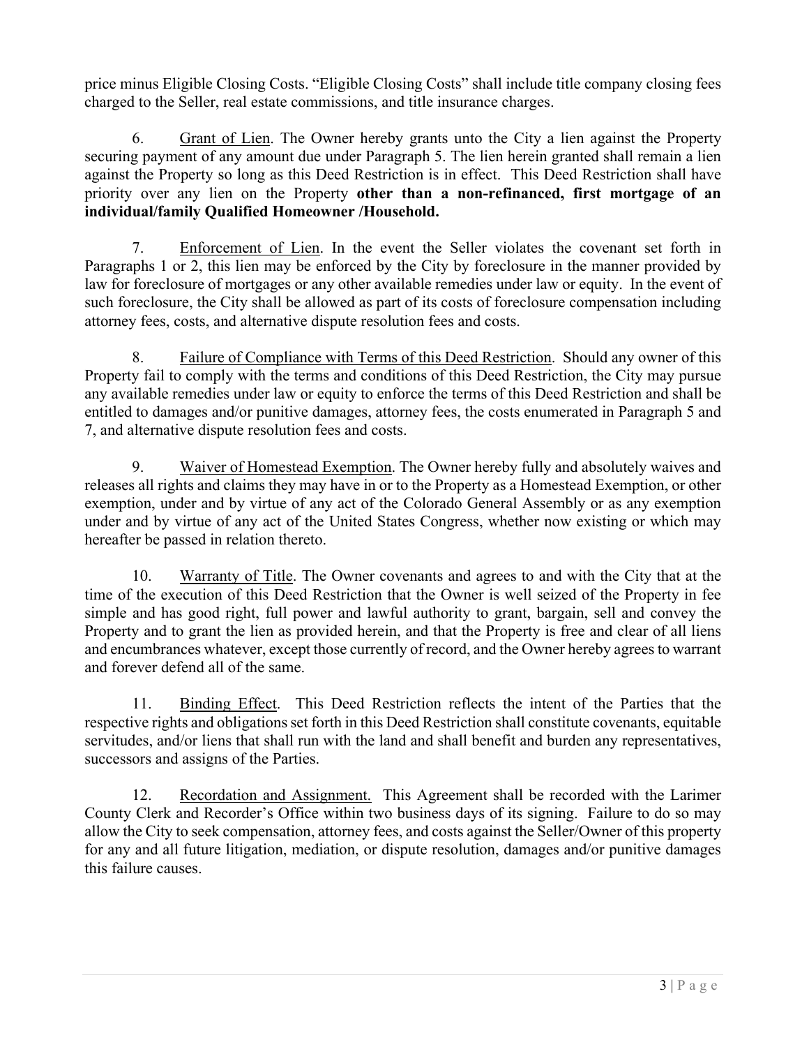price minus Eligible Closing Costs. "Eligible Closing Costs" shall include title company closing fees charged to the Seller, real estate commissions, and title insurance charges.

6. Grant of Lien. The Owner hereby grants unto the City a lien against the Property securing payment of any amount due under Paragraph 5. The lien herein granted shall remain a lien against the Property so long as this Deed Restriction is in effect. This Deed Restriction shall have priority over any lien on the Property **other than a non-refinanced, first mortgage of an individual/family Qualified Homeowner /Household.**

7. Enforcement of Lien. In the event the Seller violates the covenant set forth in Paragraphs 1 or 2, this lien may be enforced by the City by foreclosure in the manner provided by law for foreclosure of mortgages or any other available remedies under law or equity. In the event of such foreclosure, the City shall be allowed as part of its costs of foreclosure compensation including attorney fees, costs, and alternative dispute resolution fees and costs.

8. Failure of Compliance with Terms of this Deed Restriction. Should any owner of this Property fail to comply with the terms and conditions of this Deed Restriction, the City may pursue any available remedies under law or equity to enforce the terms of this Deed Restriction and shall be entitled to damages and/or punitive damages, attorney fees, the costs enumerated in Paragraph 5 and 7, and alternative dispute resolution fees and costs.

9. Waiver of Homestead Exemption. The Owner hereby fully and absolutely waives and releases all rights and claims they may have in or to the Property as a Homestead Exemption, or other exemption, under and by virtue of any act of the Colorado General Assembly or as any exemption under and by virtue of any act of the United States Congress, whether now existing or which may hereafter be passed in relation thereto.

10. Warranty of Title. The Owner covenants and agrees to and with the City that at the time of the execution of this Deed Restriction that the Owner is well seized of the Property in fee simple and has good right, full power and lawful authority to grant, bargain, sell and convey the Property and to grant the lien as provided herein, and that the Property is free and clear of all liens and encumbrances whatever, except those currently of record, and the Owner hereby agrees to warrant and forever defend all of the same.

11. Binding Effect. This Deed Restriction reflects the intent of the Parties that the respective rights and obligations set forth in this Deed Restriction shall constitute covenants, equitable servitudes, and/or liens that shall run with the land and shall benefit and burden any representatives, successors and assigns of the Parties.

12. Recordation and Assignment. This Agreement shall be recorded with the Larimer County Clerk and Recorder's Office within two business days of its signing. Failure to do so may allow the City to seek compensation, attorney fees, and costs against the Seller/Owner of this property for any and all future litigation, mediation, or dispute resolution, damages and/or punitive damages this failure causes.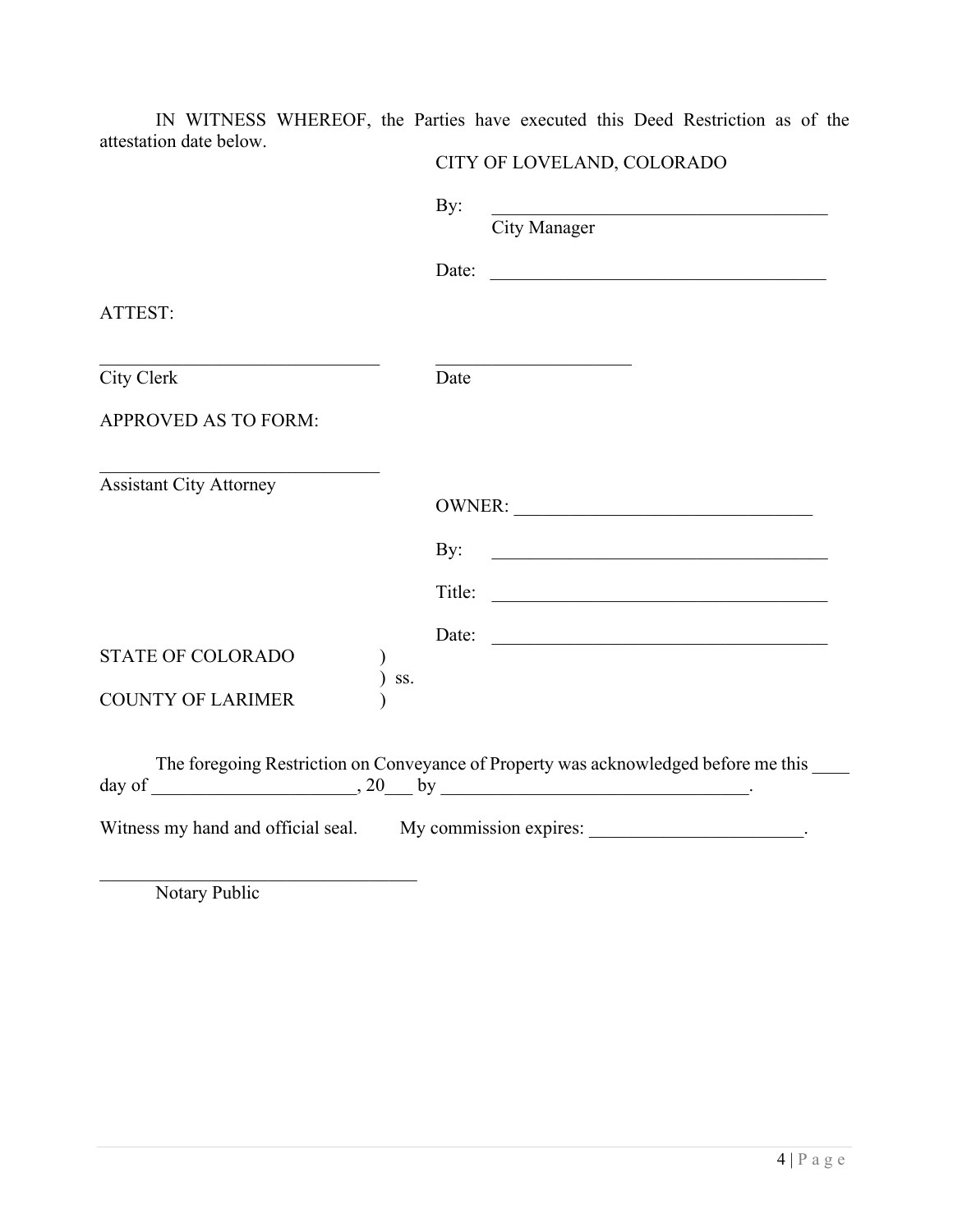IN WITNESS WHEREOF, the Parties have executed this Deed Restriction as of the attestation date below.

CITY OF LOVELAND, COLORADO

By: ______________________________________
City Manager

Date: ______________________________________

ATTEST:

______________________________ ______________________
City Clerk Date

APPROVED AS TO FORM:

______________________________
Assistant City Attorney

OWNER: ________________________________

By: ______________________________________

Title: ______________________________________

Date: ______________________________________

STATE OF COLORADO )
) ss.
COUNTY OF LARIMER )

The foregoing Restriction on Conveyance of Property was acknowledged before me this ____ day of ______________________, 20___ by _________________________________.

Witness my hand and official seal. My commission expires: _______________________.

___________________________________
Notary Public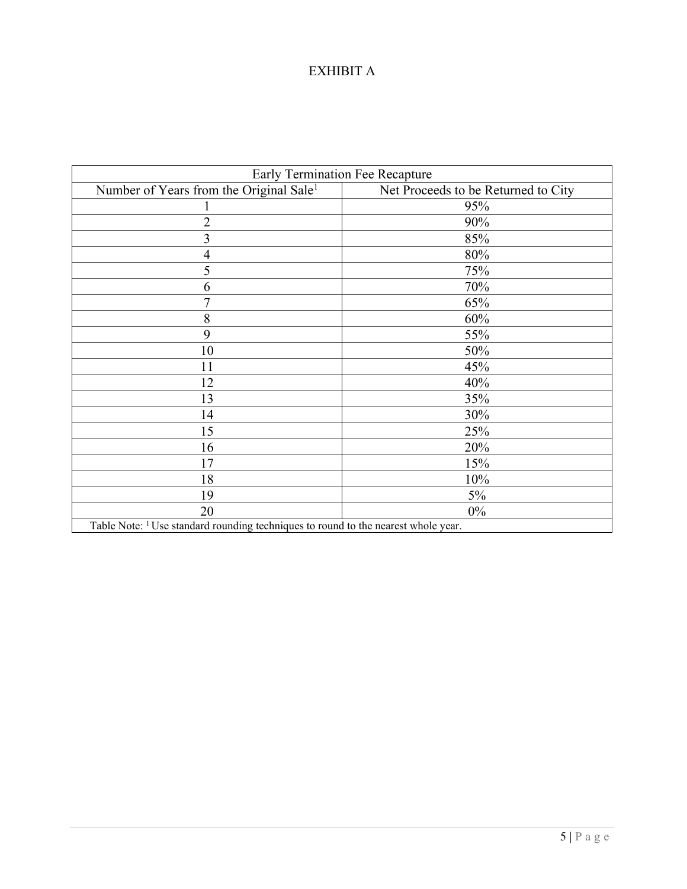# EXHIBIT A

| Early Termination Fee Recapture | |
|---|---|
| Number of Years from the Original Sale[1] | Net Proceeds to be Returned to City |
| 1 | 95% |
| 2 | 90% |
| 3 | 85% |
| 4 | 80% |
| 5 | 75% |
| 6 | 70% |
| 7 | 65% |
| 8 | 60% |
| 9 | 55% |
| 10 | 50% |
| 11 | 45% |
| 12 | 40% |
| 13 | 35% |
| 14 | 30% |
| 15 | 25% |
| 16 | 20% |
| 17 | 15% |
| 18 | 10% |
| 19 | 5% |
| 20 | 0% |

Table Note: [1] Use standard rounding techniques to round to the nearest whole year.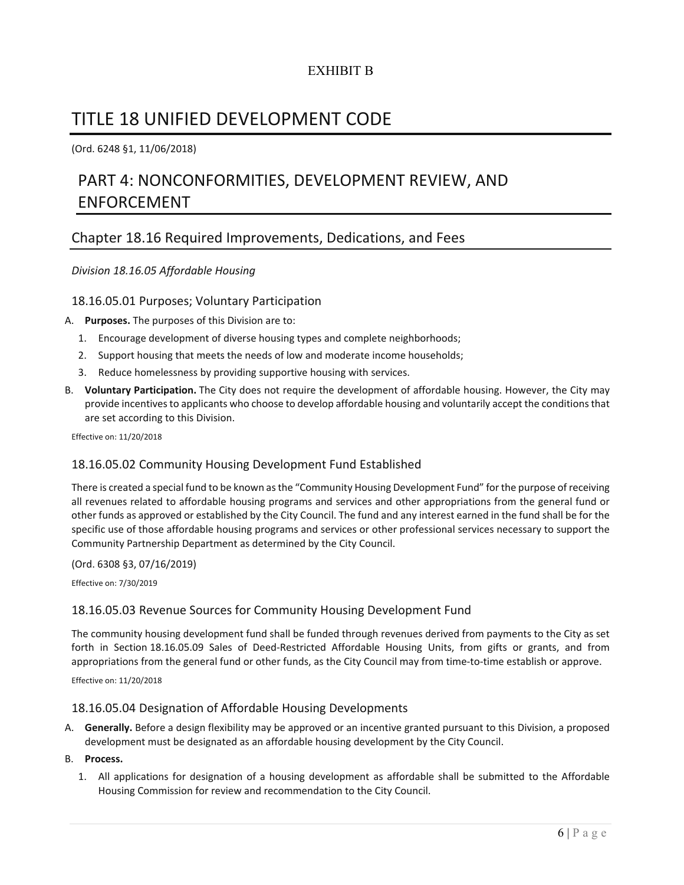EXHIBIT B

# TITLE 18 UNIFIED DEVELOPMENT CODE

(Ord. 6248 §1, 11/06/2018)

## PART 4: NONCONFORMITIES, DEVELOPMENT REVIEW, AND ENFORCEMENT

### Chapter 18.16 Required Improvements, Dedications, and Fees

*Division 18.16.05 Affordable Housing*

#### 18.16.05.01 Purposes; Voluntary Participation

A. **Purposes.** The purposes of this Division are to:

   1. Encourage development of diverse housing types and complete neighborhoods;
   2. Support housing that meets the needs of low and moderate income households;
   3. Reduce homelessness by providing supportive housing with services.

B. **Voluntary Participation.** The City does not require the development of affordable housing. However, the City may provide incentives to applicants who choose to develop affordable housing and voluntarily accept the conditions that are set according to this Division.

Effective on: 11/20/2018

#### 18.16.05.02 Community Housing Development Fund Established

There is created a special fund to be known as the "Community Housing Development Fund" for the purpose of receiving all revenues related to affordable housing programs and services and other appropriations from the general fund or other funds as approved or established by the City Council. The fund and any interest earned in the fund shall be for the specific use of those affordable housing programs and services or other professional services necessary to support the Community Partnership Department as determined by the City Council.

(Ord. 6308 §3, 07/16/2019)

Effective on: 7/30/2019

#### 18.16.05.03 Revenue Sources for Community Housing Development Fund

The community housing development fund shall be funded through revenues derived from payments to the City as set forth in Section 18.16.05.09 Sales of Deed-Restricted Affordable Housing Units, from gifts or grants, and from appropriations from the general fund or other funds, as the City Council may from time-to-time establish or approve.

Effective on: 11/20/2018

#### 18.16.05.04 Designation of Affordable Housing Developments

A. **Generally.** Before a design flexibility may be approved or an incentive granted pursuant to this Division, a proposed development must be designated as an affordable housing development by the City Council.

B. **Process.**

   1. All applications for designation of a housing development as affordable shall be submitted to the Affordable Housing Commission for review and recommendation to the City Council.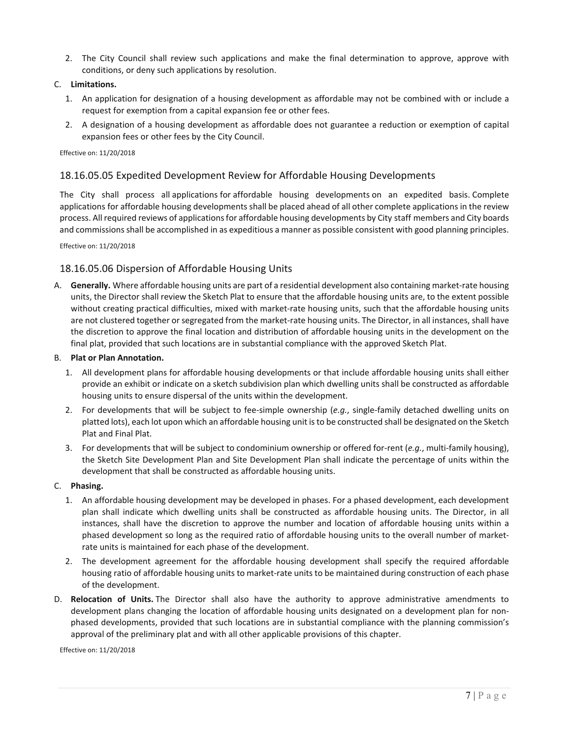2. The City Council shall review such applications and make the final determination to approve, approve with conditions, or deny such applications by resolution.

C. **Limitations.**

1. An application for designation of a housing development as affordable may not be combined with or include a request for exemption from a capital expansion fee or other fees.
2. A designation of a housing development as affordable does not guarantee a reduction or exemption of capital expansion fees or other fees by the City Council.

Effective on: 11/20/2018

## 18.16.05.05 Expedited Development Review for Affordable Housing Developments

The City shall process all applications for affordable housing developments on an expedited basis. Complete applications for affordable housing developments shall be placed ahead of all other complete applications in the review process. All required reviews of applications for affordable housing developments by City staff members and City boards and commissions shall be accomplished in as expeditious a manner as possible consistent with good planning principles.

Effective on: 11/20/2018

## 18.16.05.06 Dispersion of Affordable Housing Units

A. **Generally.** Where affordable housing units are part of a residential development also containing market-rate housing units, the Director shall review the Sketch Plat to ensure that the affordable housing units are, to the extent possible without creating practical difficulties, mixed with market-rate housing units, such that the affordable housing units are not clustered together or segregated from the market-rate housing units. The Director, in all instances, shall have the discretion to approve the final location and distribution of affordable housing units in the development on the final plat, provided that such locations are in substantial compliance with the approved Sketch Plat.

B. **Plat or Plan Annotation.**

1. All development plans for affordable housing developments or that include affordable housing units shall either provide an exhibit or indicate on a sketch subdivision plan which dwelling units shall be constructed as affordable housing units to ensure dispersal of the units within the development.
2. For developments that will be subject to fee-simple ownership (*e.g.*, single-family detached dwelling units on platted lots), each lot upon which an affordable housing unit is to be constructed shall be designated on the Sketch Plat and Final Plat.
3. For developments that will be subject to condominium ownership or offered for-rent (*e.g.*, multi-family housing), the Sketch Site Development Plan and Site Development Plan shall indicate the percentage of units within the development that shall be constructed as affordable housing units.

C. **Phasing.**

1. An affordable housing development may be developed in phases. For a phased development, each development plan shall indicate which dwelling units shall be constructed as affordable housing units. The Director, in all instances, shall have the discretion to approve the number and location of affordable housing units within a phased development so long as the required ratio of affordable housing units to the overall number of market-rate units is maintained for each phase of the development.
2. The development agreement for the affordable housing development shall specify the required affordable housing ratio of affordable housing units to market-rate units to be maintained during construction of each phase of the development.

D. **Relocation of Units.** The Director shall also have the authority to approve administrative amendments to development plans changing the location of affordable housing units designated on a development plan for non-phased developments, provided that such locations are in substantial compliance with the planning commission's approval of the preliminary plat and with all other applicable provisions of this chapter.

Effective on: 11/20/2018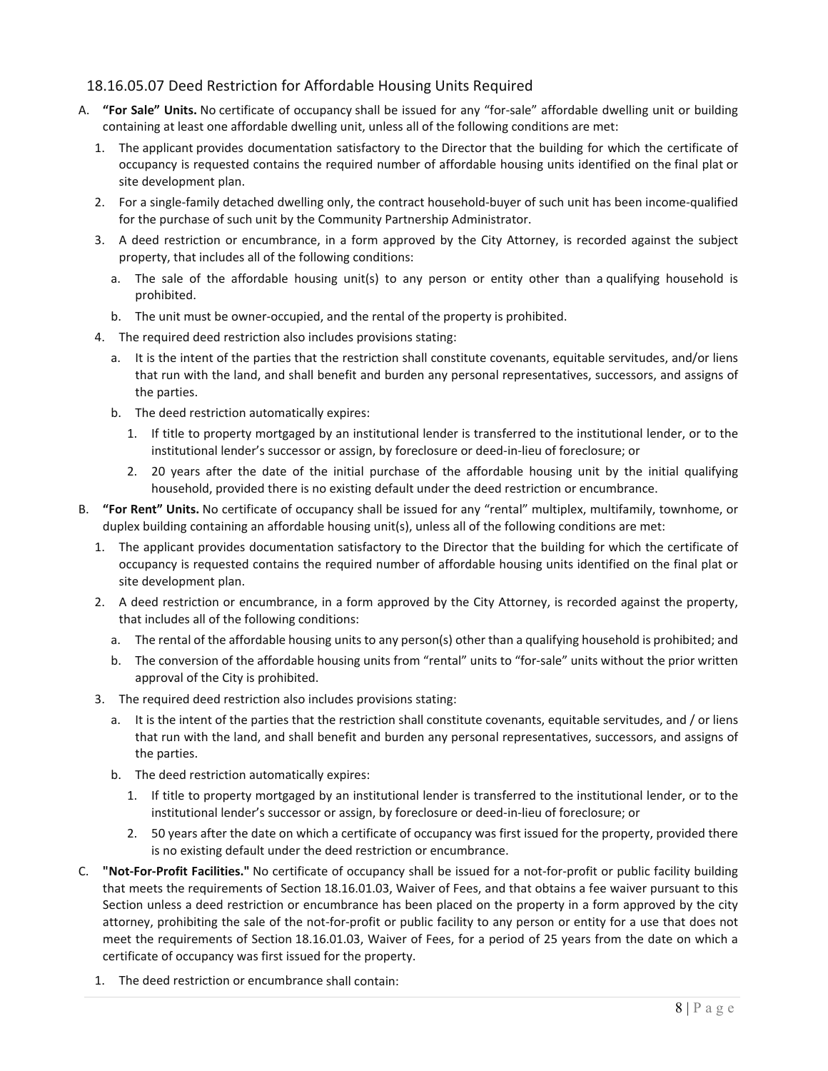### 18.16.05.07 Deed Restriction for Affordable Housing Units Required

A. **"For Sale" Units.** No certificate of occupancy shall be issued for any "for-sale" affordable dwelling unit or building containing at least one affordable dwelling unit, unless all of the following conditions are met:

   1. The applicant provides documentation satisfactory to the Director that the building for which the certificate of occupancy is requested contains the required number of affordable housing units identified on the final plat or site development plan.
   2. For a single-family detached dwelling only, the contract household-buyer of such unit has been income-qualified for the purchase of such unit by the Community Partnership Administrator.
   3. A deed restriction or encumbrance, in a form approved by the City Attorney, is recorded against the subject property, that includes all of the following conditions:
      a. The sale of the affordable housing unit(s) to any person or entity other than a qualifying household is prohibited.
      b. The unit must be owner-occupied, and the rental of the property is prohibited.
   4. The required deed restriction also includes provisions stating:
      a. It is the intent of the parties that the restriction shall constitute covenants, equitable servitudes, and/or liens that run with the land, and shall benefit and burden any personal representatives, successors, and assigns of the parties.
      b. The deed restriction automatically expires:
         1. If title to property mortgaged by an institutional lender is transferred to the institutional lender, or to the institutional lender's successor or assign, by foreclosure or deed-in-lieu of foreclosure; or
         2. 20 years after the date of the initial purchase of the affordable housing unit by the initial qualifying household, provided there is no existing default under the deed restriction or encumbrance.

B. **"For Rent" Units.** No certificate of occupancy shall be issued for any "rental" multiplex, multifamily, townhome, or duplex building containing an affordable housing unit(s), unless all of the following conditions are met:

   1. The applicant provides documentation satisfactory to the Director that the building for which the certificate of occupancy is requested contains the required number of affordable housing units identified on the final plat or site development plan.
   2. A deed restriction or encumbrance, in a form approved by the City Attorney, is recorded against the property, that includes all of the following conditions:
      a. The rental of the affordable housing units to any person(s) other than a qualifying household is prohibited; and
      b. The conversion of the affordable housing units from "rental" units to "for-sale" units without the prior written approval of the City is prohibited.
   3. The required deed restriction also includes provisions stating:
      a. It is the intent of the parties that the restriction shall constitute covenants, equitable servitudes, and / or liens that run with the land, and shall benefit and burden any personal representatives, successors, and assigns of the parties.
      b. The deed restriction automatically expires:
         1. If title to property mortgaged by an institutional lender is transferred to the institutional lender, or to the institutional lender's successor or assign, by foreclosure or deed-in-lieu of foreclosure; or
         2. 50 years after the date on which a certificate of occupancy was first issued for the property, provided there is no existing default under the deed restriction or encumbrance.

C. **"Not-For-Profit Facilities."** No certificate of occupancy shall be issued for a not-for-profit or public facility building that meets the requirements of Section 18.16.01.03, Waiver of Fees, and that obtains a fee waiver pursuant to this Section unless a deed restriction or encumbrance has been placed on the property in a form approved by the city attorney, prohibiting the sale of the not-for-profit or public facility to any person or entity for a use that does not meet the requirements of Section 18.16.01.03, Waiver of Fees, for a period of 25 years from the date on which a certificate of occupancy was first issued for the property.

   1. The deed restriction or encumbrance shall contain: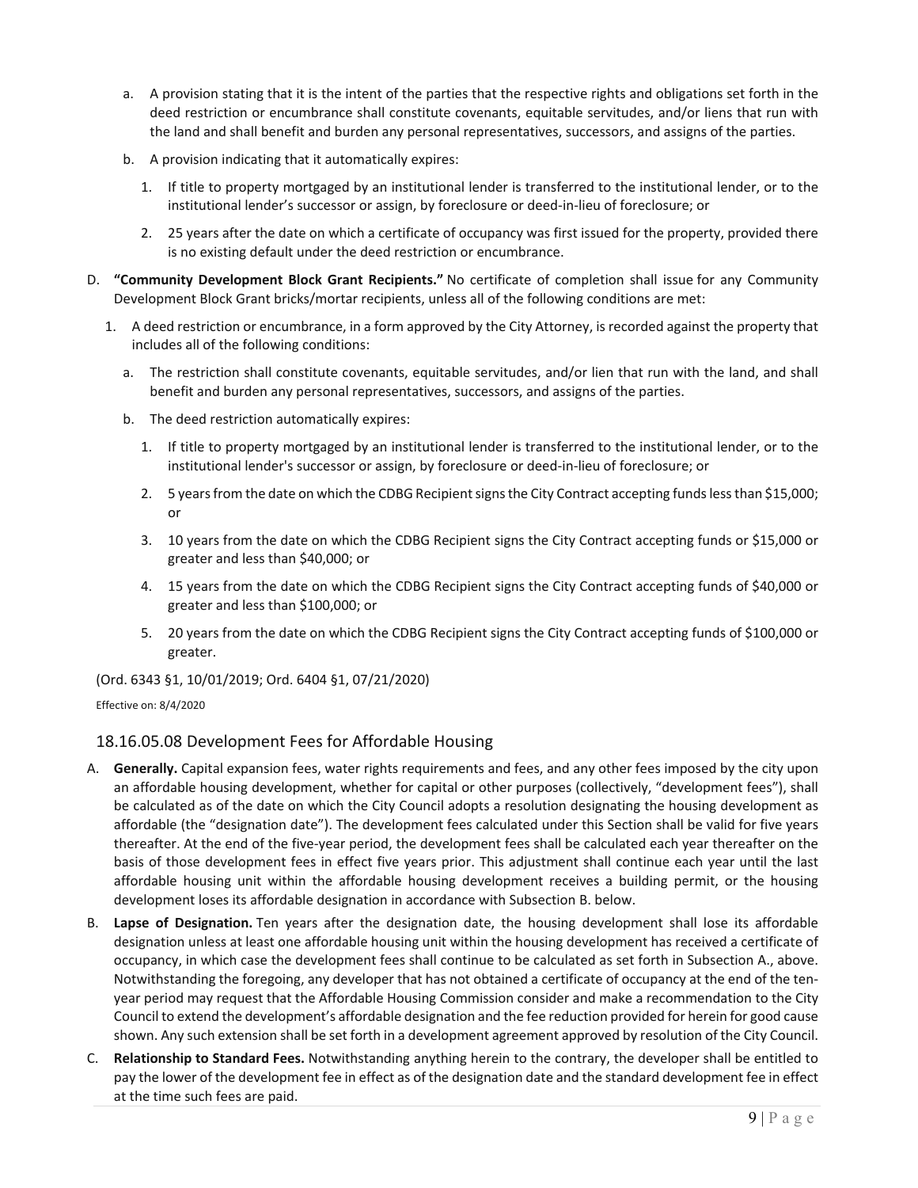a. A provision stating that it is the intent of the parties that the respective rights and obligations set forth in the deed restriction or encumbrance shall constitute covenants, equitable servitudes, and/or liens that run with the land and shall benefit and burden any personal representatives, successors, and assigns of the parties.

b. A provision indicating that it automatically expires:

   1. If title to property mortgaged by an institutional lender is transferred to the institutional lender, or to the institutional lender's successor or assign, by foreclosure or deed-in-lieu of foreclosure; or

   2. 25 years after the date on which a certificate of occupancy was first issued for the property, provided there is no existing default under the deed restriction or encumbrance.

D. **"Community Development Block Grant Recipients."** No certificate of completion shall issue for any Community Development Block Grant bricks/mortar recipients, unless all of the following conditions are met:

1. A deed restriction or encumbrance, in a form approved by the City Attorney, is recorded against the property that includes all of the following conditions:

   a. The restriction shall constitute covenants, equitable servitudes, and/or lien that run with the land, and shall benefit and burden any personal representatives, successors, and assigns of the parties.

   b. The deed restriction automatically expires:

      1. If title to property mortgaged by an institutional lender is transferred to the institutional lender, or to the institutional lender's successor or assign, by foreclosure or deed-in-lieu of foreclosure; or

      2. 5 years from the date on which the CDBG Recipient signs the City Contract accepting funds less than $15,000; or

      3. 10 years from the date on which the CDBG Recipient signs the City Contract accepting funds or $15,000 or greater and less than $40,000; or

      4. 15 years from the date on which the CDBG Recipient signs the City Contract accepting funds of $40,000 or greater and less than $100,000; or

      5. 20 years from the date on which the CDBG Recipient signs the City Contract accepting funds of $100,000 or greater.

(Ord. 6343 §1, 10/01/2019; Ord. 6404 §1, 07/21/2020)

Effective on: 8/4/2020

## 18.16.05.08 Development Fees for Affordable Housing

A. **Generally.** Capital expansion fees, water rights requirements and fees, and any other fees imposed by the city upon an affordable housing development, whether for capital or other purposes (collectively, "development fees"), shall be calculated as of the date on which the City Council adopts a resolution designating the housing development as affordable (the "designation date"). The development fees calculated under this Section shall be valid for five years thereafter. At the end of the five-year period, the development fees shall be calculated each year thereafter on the basis of those development fees in effect five years prior. This adjustment shall continue each year until the last affordable housing unit within the affordable housing development receives a building permit, or the housing development loses its affordable designation in accordance with Subsection B. below.

B. **Lapse of Designation.** Ten years after the designation date, the housing development shall lose its affordable designation unless at least one affordable housing unit within the housing development has received a certificate of occupancy, in which case the development fees shall continue to be calculated as set forth in Subsection A., above. Notwithstanding the foregoing, any developer that has not obtained a certificate of occupancy at the end of the ten-year period may request that the Affordable Housing Commission consider and make a recommendation to the City Council to extend the development's affordable designation and the fee reduction provided for herein for good cause shown. Any such extension shall be set forth in a development agreement approved by resolution of the City Council.

C. **Relationship to Standard Fees.** Notwithstanding anything herein to the contrary, the developer shall be entitled to pay the lower of the development fee in effect as of the designation date and the standard development fee in effect at the time such fees are paid.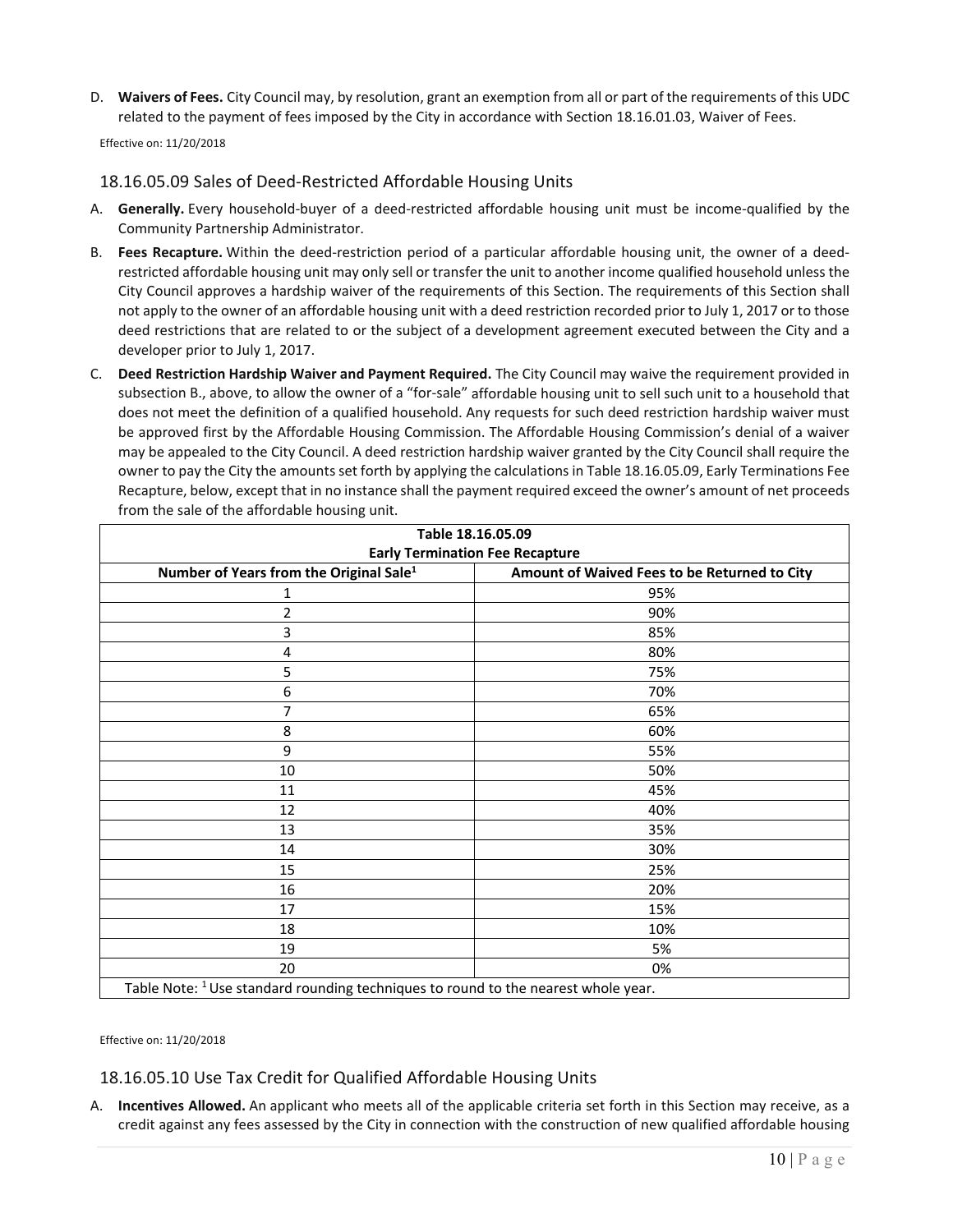D. **Waivers of Fees.** City Council may, by resolution, grant an exemption from all or part of the requirements of this UDC related to the payment of fees imposed by the City in accordance with Section 18.16.01.03, Waiver of Fees.

Effective on: 11/20/2018

### 18.16.05.09 Sales of Deed-Restricted Affordable Housing Units

A. **Generally.** Every household-buyer of a deed-restricted affordable housing unit must be income-qualified by the Community Partnership Administrator.

B. **Fees Recapture.** Within the deed-restriction period of a particular affordable housing unit, the owner of a deed-restricted affordable housing unit may only sell or transfer the unit to another income qualified household unless the City Council approves a hardship waiver of the requirements of this Section. The requirements of this Section shall not apply to the owner of an affordable housing unit with a deed restriction recorded prior to July 1, 2017 or to those deed restrictions that are related to or the subject of a development agreement executed between the City and a developer prior to July 1, 2017.

C. **Deed Restriction Hardship Waiver and Payment Required.** The City Council may waive the requirement provided in subsection B., above, to allow the owner of a "for-sale" affordable housing unit to sell such unit to a household that does not meet the definition of a qualified household. Any requests for such deed restriction hardship waiver must be approved first by the Affordable Housing Commission. The Affordable Housing Commission's denial of a waiver may be appealed to the City Council. A deed restriction hardship waiver granted by the City Council shall require the owner to pay the City the amounts set forth by applying the calculations in Table 18.16.05.09, Early Terminations Fee Recapture, below, except that in no instance shall the payment required exceed the owner's amount of net proceeds from the sale of the affordable housing unit.

**Table 18.16.05.09**
**Early Termination Fee Recapture**

| Number of Years from the Original Sale[1] | Amount of Waived Fees to be Returned to City |
|---|---|
| 1 | 95% |
| 2 | 90% |
| 3 | 85% |
| 4 | 80% |
| 5 | 75% |
| 6 | 70% |
| 7 | 65% |
| 8 | 60% |
| 9 | 55% |
| 10 | 50% |
| 11 | 45% |
| 12 | 40% |
| 13 | 35% |
| 14 | 30% |
| 15 | 25% |
| 16 | 20% |
| 17 | 15% |
| 18 | 10% |
| 19 | 5% |
| 20 | 0% |

Table Note: [1] Use standard rounding techniques to round to the nearest whole year.

Effective on: 11/20/2018

### 18.16.05.10 Use Tax Credit for Qualified Affordable Housing Units

A. **Incentives Allowed.** An applicant who meets all of the applicable criteria set forth in this Section may receive, as a credit against any fees assessed by the City in connection with the construction of new qualified affordable housing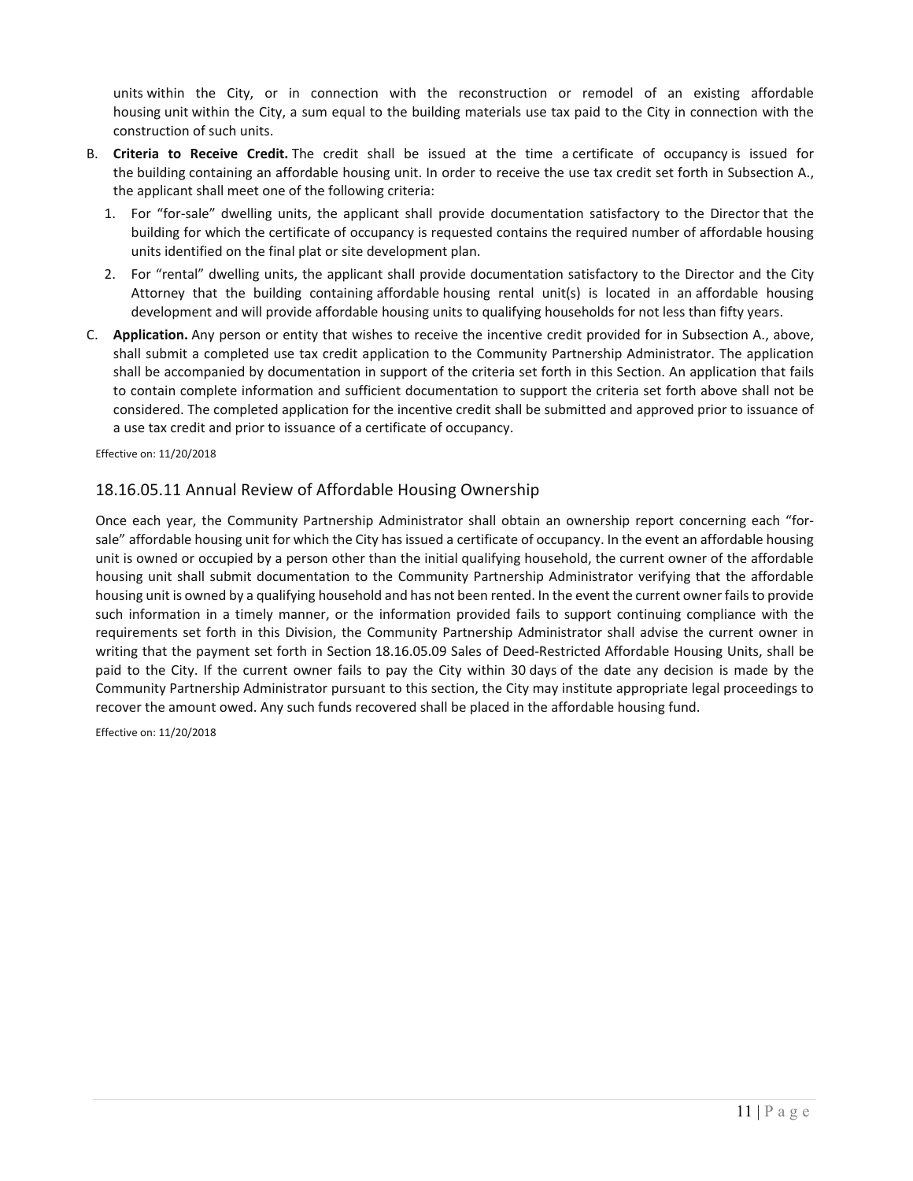units within the City, or in connection with the reconstruction or remodel of an existing affordable housing unit within the City, a sum equal to the building materials use tax paid to the City in connection with the construction of such units.

B. **Criteria to Receive Credit.** The credit shall be issued at the time a certificate of occupancy is issued for the building containing an affordable housing unit. In order to receive the use tax credit set forth in Subsection A., the applicant shall meet one of the following criteria:
   1. For "for-sale" dwelling units, the applicant shall provide documentation satisfactory to the Director that the building for which the certificate of occupancy is requested contains the required number of affordable housing units identified on the final plat or site development plan.
   2. For "rental" dwelling units, the applicant shall provide documentation satisfactory to the Director and the City Attorney that the building containing affordable housing rental unit(s) is located in an affordable housing development and will provide affordable housing units to qualifying households for not less than fifty years.

C. **Application.** Any person or entity that wishes to receive the incentive credit provided for in Subsection A., above, shall submit a completed use tax credit application to the Community Partnership Administrator. The application shall be accompanied by documentation in support of the criteria set forth in this Section. An application that fails to contain complete information and sufficient documentation to support the criteria set forth above shall not be considered. The completed application for the incentive credit shall be submitted and approved prior to issuance of a use tax credit and prior to issuance of a certificate of occupancy.

Effective on: 11/20/2018

## 18.16.05.11 Annual Review of Affordable Housing Ownership

Once each year, the Community Partnership Administrator shall obtain an ownership report concerning each "for-sale" affordable housing unit for which the City has issued a certificate of occupancy. In the event an affordable housing unit is owned or occupied by a person other than the initial qualifying household, the current owner of the affordable housing unit shall submit documentation to the Community Partnership Administrator verifying that the affordable housing unit is owned by a qualifying household and has not been rented. In the event the current owner fails to provide such information in a timely manner, or the information provided fails to support continuing compliance with the requirements set forth in this Division, the Community Partnership Administrator shall advise the current owner in writing that the payment set forth in Section 18.16.05.09 Sales of Deed-Restricted Affordable Housing Units, shall be paid to the City. If the current owner fails to pay the City within 30 days of the date any decision is made by the Community Partnership Administrator pursuant to this section, the City may institute appropriate legal proceedings to recover the amount owed. Any such funds recovered shall be placed in the affordable housing fund.

Effective on: 11/20/2018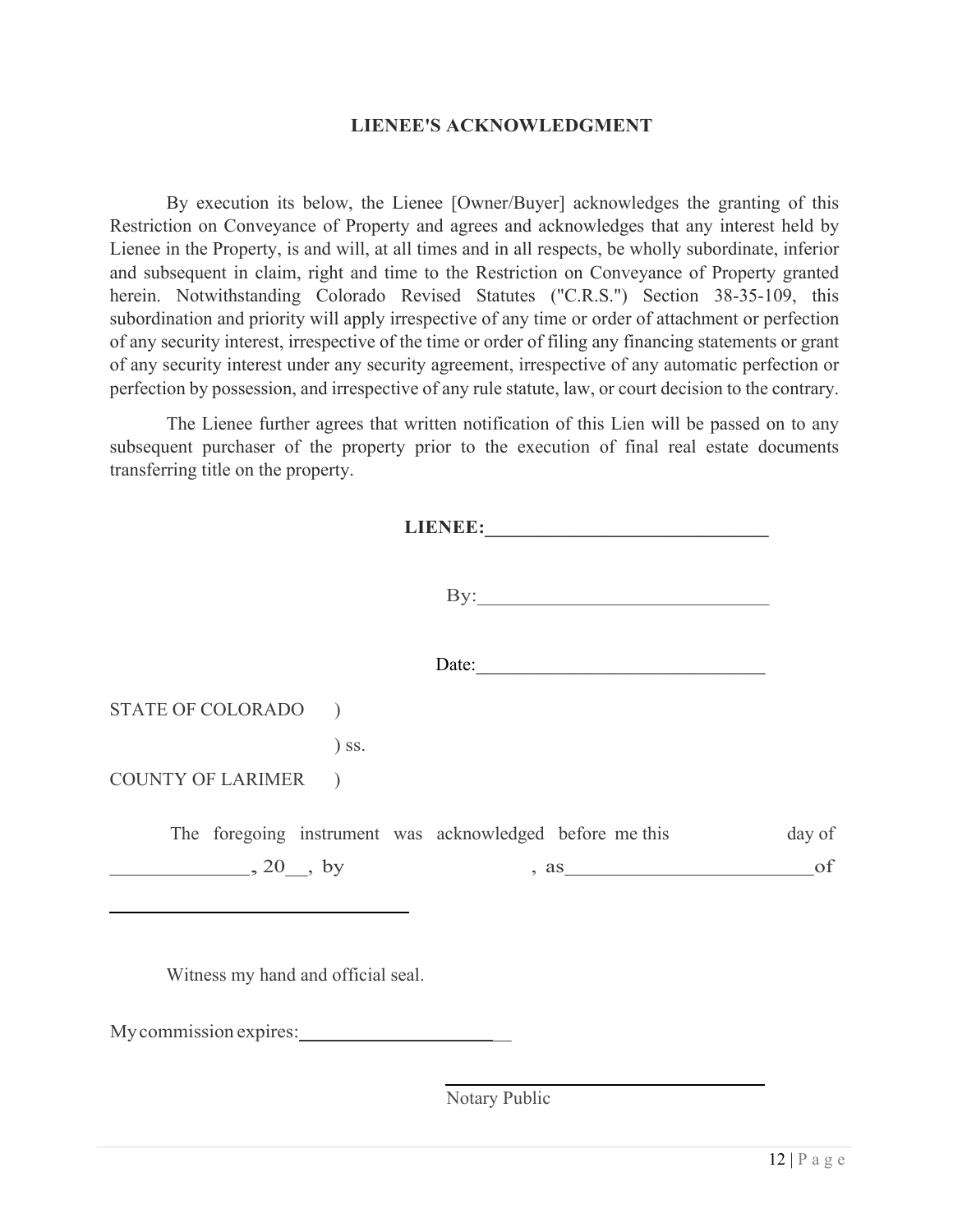## LIENEE'S ACKNOWLEDGMENT

By execution its below, the Lienee [Owner/Buyer] acknowledges the granting of this Restriction on Conveyance of Property and agrees and acknowledges that any interest held by Lienee in the Property, is and will, at all times and in all respects, be wholly subordinate, inferior and subsequent in claim, right and time to the Restriction on Conveyance of Property granted herein. Notwithstanding Colorado Revised Statutes ("C.R.S.") Section 38-35-109, this subordination and priority will apply irrespective of any time or order of attachment or perfection of any security interest, irrespective of the time or order of filing any financing statements or grant of any security interest under any security agreement, irrespective of any automatic perfection or perfection by possession, and irrespective of any rule statute, law, or court decision to the contrary.

The Lienee further agrees that written notification of this Lien will be passed on to any subsequent purchaser of the property prior to the execution of final real estate documents transferring title on the property.

**LIENEE:**______________________________

By:______________________________

Date:______________________________

STATE OF COLORADO )

) ss.

COUNTY OF LARIMER )

The foregoing instrument was acknowledged before me this ______ day of ______________, 20__, by ______________, as ________________________ of ______________________________

Witness my hand and official seal.

My commission expires:______________________

______________________________
Notary Public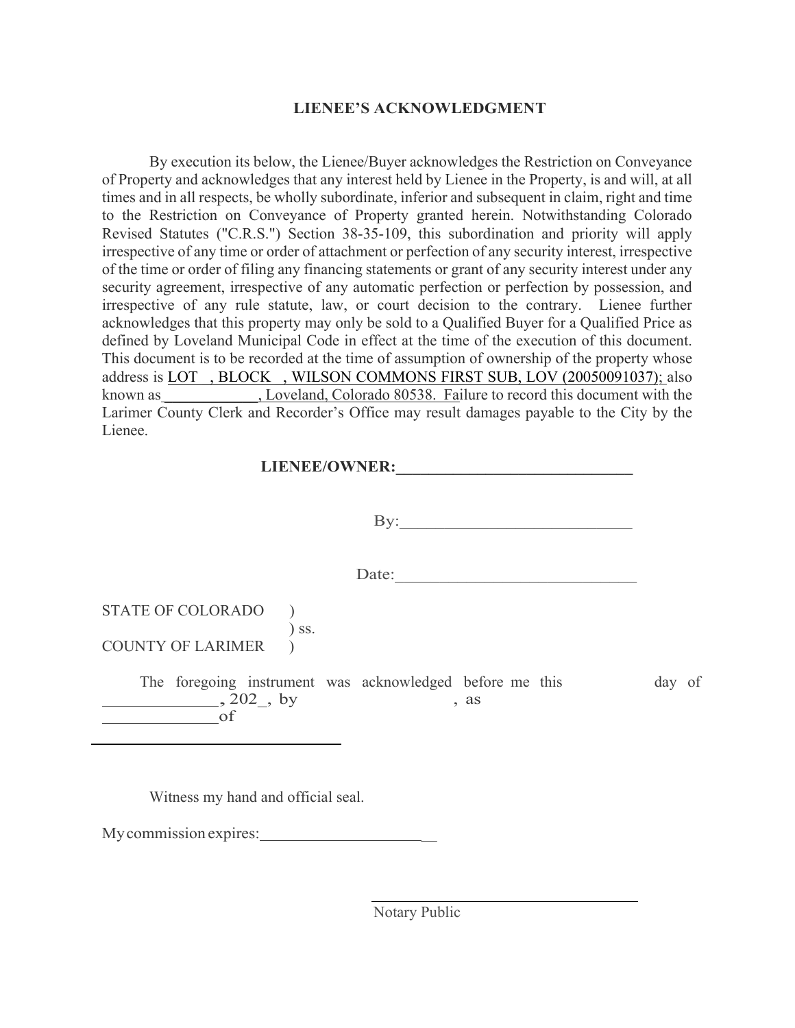## LIENEE'S ACKNOWLEDGMENT

By execution its below, the Lienee/Buyer acknowledges the Restriction on Conveyance of Property and acknowledges that any interest held by Lienee in the Property, is and will, at all times and in all respects, be wholly subordinate, inferior and subsequent in claim, right and time to the Restriction on Conveyance of Property granted herein. Notwithstanding Colorado Revised Statutes ("C.R.S.") Section 38-35-109, this subordination and priority will apply irrespective of any time or order of attachment or perfection of any security interest, irrespective of the time or order of filing any financing statements or grant of any security interest under any security agreement, irrespective of any automatic perfection or perfection by possession, and irrespective of any rule statute, law, or court decision to the contrary. Lienee further acknowledges that this property may only be sold to a Qualified Buyer for a Qualified Price as defined by Loveland Municipal Code in effect at the time of the execution of this document. This document is to be recorded at the time of assumption of ownership of the property whose address is LOT , BLOCK , WILSON COMMONS FIRST SUB, LOV (20050091037); also known as____________, Loveland, Colorado 80538. Failure to record this document with the Larimer County Clerk and Recorder's Office may result damages payable to the City by the Lienee.

**LIENEE/OWNER:_____________________________**

By:___________________________

Date:____________________________

STATE OF COLORADO )
) ss.
COUNTY OF LARIMER )

The foregoing instrument was acknowledged before me this day of ______________, 202_, by , as ______________of

_____________________________

Witness my hand and official seal.

My commission expires:______________________

_____________________________
Notary Public